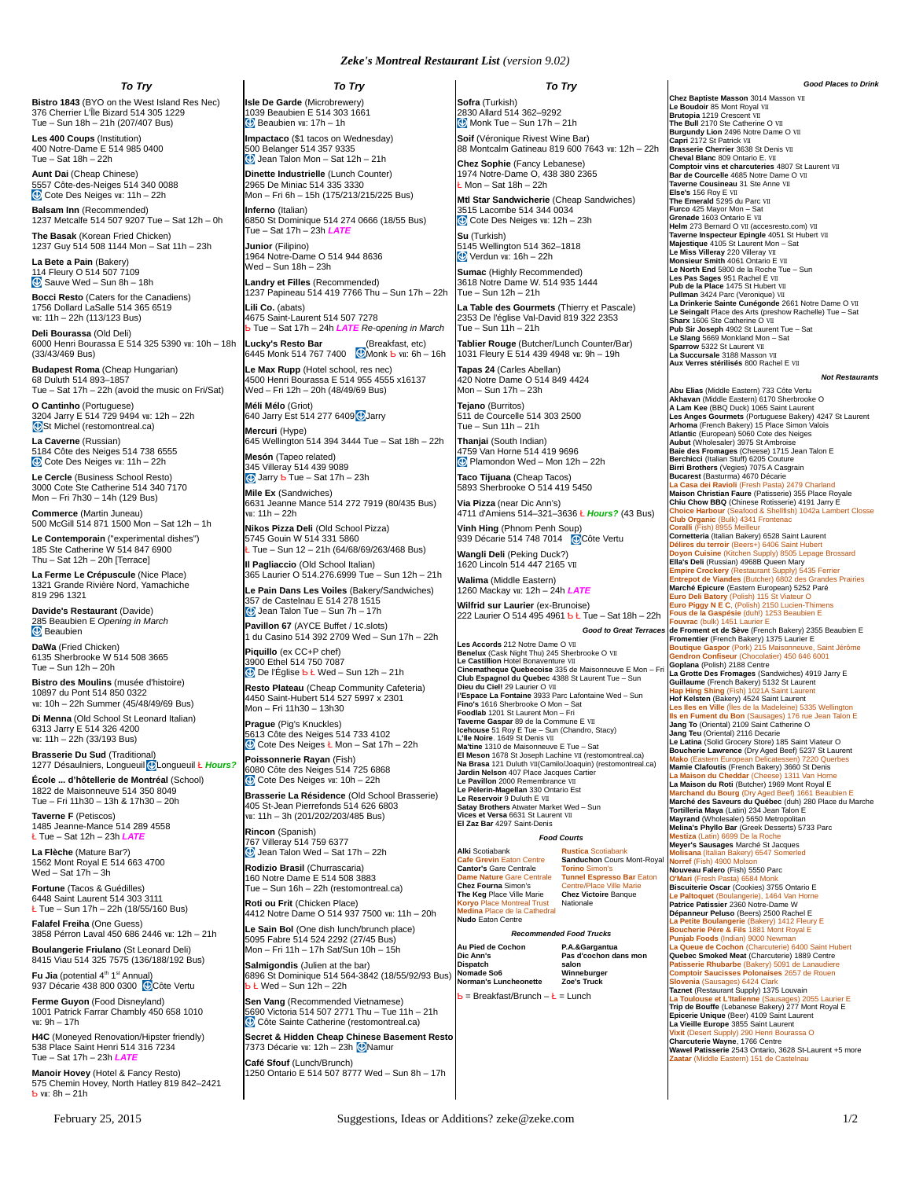# Zeke's Montreal Restaurant List *(version 9.02)*

## To Try

**Bistro 1843** (BYO on the West Island Res Nec)
376 Cherrier L'Île Bizard 514 305 1229
Tue – Sun 18h – 21h (207/407 Bus)

**Les 400 Coups** (Institution)
400 Notre-Dame E 514 985 0400
Tue – Sat 18h – 22h

**Aunt Dai** (Cheap Chinese)
5557 Côte-des-Neiges 514 340 0088
Cote Des Neiges ᴠɪɪ: 11h – 22h

**Balsam Inn** (Recommended)
1237 Metcalfe 514 507 9207 Tue – Sat 12h – 0h

**The Basak** (Korean Fried Chicken)
1237 Guy 514 508 1144 Mon – Sat 11h – 23h

**La Bete a Pain** (Bakery)
114 Fleury O 514 507 7109
Sauve Wed – Sun 8h – 18h

**Bocci Resto** (Caters for the Canadiens)
1756 Dollard LaSalle 514 365 6519
ᴠɪɪ: 11h – 22h (113/123 Bus)

**Deli Bourassa** (Old Deli)
6000 Henri Bourassa E 514 325 5390 ᴠɪɪ: 10h – 18h (33/43/469 Bus)

**Budapest Roma** (Cheap Hungarian)
68 Duluth 514 893–1857
Tue – Sat 17h – 22h (avoid the music on Fri/Sat)

**O Cantinho** (Portuguese)
3204 Jarry E 514 729 9494 ᴠɪɪ: 12h – 22h
St Michel (restomontreal.ca)

**La Caverne** (Russian)
5184 Côte des Neiges 514 738 6555
Cote Des Neiges ᴠɪɪ: 11h – 22h

**Le Cercle** (Business School Resto)
3000 Cote Ste Catherine 514 340 7170
Mon – Fri 7h30 – 14h (129 Bus)

**Commerce** (Martin Juneau)
500 McGill 514 871 1500 Mon – Sat 12h – 1h

**Le Contemporain** ("experimental dishes")
185 Ste Catherine W 514 847 6900
Thu – Sat 12h – 20h [Terrace]

**La Ferme Le Crépuscule** (Nice Place)
1321 Grande Rivière Nord, Yamachiche
819 296 1321

**Davide's Restaurant** (Davide)
285 Beaubien E *Opening in March*
Beaubien

**DaWa** (Fried Chicken)
6135 Sherbrooke W 514 508 3665
Tue – Sun 12h – 20h

**Bistro des Moulins** (musée d'histoire)
10897 du Pont 514 850 0322
ᴠɪɪ: 10h – 22h Summer (45/48/49/69 Bus)

**Di Menna** (Old School St Leonard Italian)
6313 Jarry E 514 326 4200
ᴠɪɪ: 11h – 22h (33/193 Bus)

**Brasserie Du Sud** (Traditional)
1277 Désaulniers, Longueuil Longueuil Ł *Hours?*

**École ... d'hôtellerie de Montréal** (School)
1822 de Maisonneuve 514 350 8049
Tue – Fri 11h30 – 13h & 17h30 – 20h

**Taverne F** (Petiscos)
1485 Jeanne-Mance 514 289 4558
Ł Tue – Sat 12h – 23h *LATE*

**La Flèche** (Mature Bar?)
1562 Mont Royal E 514 663 4700
Wed – Sat 17h – 3h

**Fortune** (Tacos & Guédilles)
6448 Saint Laurent 514 303 3111
Ł Tue – Sun 17h – 22h (18/55/160 Bus)

**Falafel Freiha** (One Guess)
3858 Pérron Laval 450 686 2446 ᴠɪɪ: 12h – 21h

**Boulangerie Friulano** (St Leonard Deli)
8415 Viau 514 325 7575 (136/188/192 Bus)

**Fu Jia** (potential 4th 1st Annual)
937 Décarie 438 800 0300 Côte Vertu

**Ferme Guyon** (Food Disneyland)
1001 Patrick Farrar Chambly 450 658 1010
ᴠɪɪ: 9h – 17h

**H4C** (Moneyed Renovation/Hipster friendly)
538 Place Saint Henri 514 316 7234
Tue – Sat 17h – 23h *LATE*

**Manoir Hovey** (Hotel & Fancy Resto)
575 Chemin Hovey, North Hatley 819 842–2421
Ƀ ᴠɪɪ: 8h – 21h

**Isle De Garde** (Microbrewery)
1039 Beaubien E 514 303 1661
Beaubien ᴠɪɪ: 17h – 1h

**Impacteco** ($1 tacos on Wednesday)
500 Belanger 514 357 9335
Jean Talon Mon – Sat 12h – 21h

**Dinette Industrielle** (Lunch Counter)
2965 De Miniac 514 335 3330
Mon – Fri 6h – 15h (175/213/215/225 Bus)

**Inferno** (Italian)
6850 St Dominique 514 274 0666 (18/55 Bus)
Tue – Sat 17h – 23h *LATE*

**Junior** (Filipino)
1964 Notre-Dame O 514 944 8636
Wed – Sun 18h – 23h

**Landry et Filles** (Recommended)
1237 Papineau 514 419 7766 Thu – Sun 17h – 22h

**Lili Co.** (abats)
4675 Saint-Laurent 514 507 7278
Ƀ Tue – Sat 17h – 24h *LATE Re-opening in March*

**Lucky's Resto Bar** (Breakfast, etc)
6445 Monk 514 767 7400 Monk Ƀ ᴠɪɪ: 6h – 16h

**Le Max Rupp** (Hotel school, res nec)
4500 Henri Bourassa E 514 955 4555 x16137
Wed – Fri 12h – 20h (48/49/69 Bus)

**Méli Mélo** (Griot)
640 Jarry Est 514 277 6409 Jarry

**Mercuri** (Hype)
645 Wellington 514 394 3444 Tue – Sat 18h – 22h

**Mesón** (Tapeo related)
345 Villeray 514 439 9089
Jarry Ƀ Tue – Sat 17h – 23h

**Mile Ex** (Sandwiches)
6631 Jeanne Mance 514 272 7919 (80/435 Bus)
ᴠɪɪ: 11h – 22h

**Nikos Pizza Deli** (Old School Pizza)
5745 Gouin W 514 331 5860
Ł Tue – Sun 12 – 21h (64/68/69/263/468 Bus)

**Il Pagliaccio** (Old School Italian)
365 Laurier O 514.276.6999 Tue – Sun 12h – 21h

**Le Pain Dans Les Voiles** (Bakery/Sandwiches)
357 de Castelnau E 514 278 1515
Jean Talon Tue – Sun 7h – 17h

**Pavillon 67** (AYCE Buffet / 1c.slots)
1 du Casino 514 392 2709 Wed – Sun 17h – 22h

**Piquillo** (ex CC+P chef)
3900 Ethel 514 750 7087
De l'Église Ƀ Ł Wed – Sun 12h – 21h

**Resto Plateau** (Cheap Community Cafeteria)
4450 Saint-Hubert 514 527 5997 x 2301
Mon – Fri 11h30 – 13h30

**Prague** (Pig's Knuckles)
5613 Côte des Neiges 514 733 4102
Cote Des Neiges Ł Mon – Sat 17h – 22h

**Poissonnerie Rayan** (Fish)
6080 Côte des Neiges 514 725 6868
Cote Des Neiges ᴠɪɪ: 10h – 22h

**Brasserie La Résidence** (Old School Brasserie)
405 St-Jean Pierrefonds 514 626 6803
ᴠɪɪ: 11h – 3h (201/202/203/485 Bus)

**Rincon** (Spanish)
767 Villeray 514 759 6377
Jean Talon Wed – Sat 17h – 22h

**Rodizio Brasil** (Churrascaria)
160 Notre Dame E 514 508 3883
Tue – Sun 16h – 22h (restomontreal.ca)

**Roti ou Frit** (Chicken Place)
4412 Notre Dame O 514 937 7500 ᴠɪɪ: 11h – 20h

**Le Sain Bol** (One dish lunch/brunch place)
5095 Fabre 514 524 2292 (27/45 Bus)
Mon – Fri 11h – 17h Sat/Sun 10h – 15h

**Salmigondis** (Julien at the bar)
6896 St Dominique 514 564-3842 (18/55/92/93 Bus)
Ƀ Ł Wed – Sun 12h – 22h

**Sen Vang** (Recommended Vietnamese)
5690 Victoria 514 507 2771 Thu – Tue 11h – 21h
Côte Sainte Catherine (restomontreal.ca)

**Secret & Hidden Cheap Chinese Basement Resto**
7373 Décarie ᴠɪɪ: 12h – 23h Namur

**Café Sfouf** (Lunch/Brunch)
1250 Ontario E 514 507 8777 Wed – Sun 8h – 17h

**Sofra** (Turkish)
2830 Allard 514 362–9292
Monk Tue – Sun 17h – 21h

**Soif** (Véronique Rivest Wine Bar)
88 Montcalm Gatineau 819 600 7643 ᴠɪɪ: 12h – 22h

**Chez Sophie** (Fancy Lebanese)
1974 Notre-Dame O, 438 380 2365
Ł Mon – Sat 18h – 22h

**Mtl Star Sandwicherie** (Cheap Sandwiches)
3515 Lacombe 514 344 0034
Cote Des Neiges ᴠɪɪ: 12h – 23h

**Su** (Turkish)
5145 Wellington 514 362–1818
Verdun ᴠɪɪ: 16h – 22h

**Sumac** (Highly Recommended)
3618 Notre Dame W. 514 935 1444
Tue – Sun 12h – 21h

**La Table des Gourmets** (Thierry et Pascale)
2353 De l'église Val-David 819 322 2353
Tue – Sun 11h – 21h

**Tablier Rouge** (Butcher/Lunch Counter/Bar)
1031 Fleury E 514 439 4948 ᴠɪɪ: 9h – 19h

**Tapas 24** (Carles Abellan)
420 Notre Dame O 514 849 4424
Mon – Sun 17h – 23h

**Tejano** (Burritos)
511 de Courcelle 514 303 2500
Tue – Sun 11h – 21h

**Thanjai** (South Indian)
4759 Van Horne 514 419 9696
Plamondon Wed – Mon 12h – 22h

**Taco Tijuana** (Cheap Tacos)
5893 Sherbrooke O 514 419 5450

**Via Pizza** (near Dic Ann's)
4711 d'Amiens 514–321–3636 Ł *Hours?* (43 Bus)

**Vinh Hing** (Phnom Penh Soup)
939 Décarie 514 748 7014 Côte Vertu

**Wangli Deli** (Peking Duck?)
1620 Lincoln 514 447 2165 ᴠɪɪ

**Walima** (Middle Eastern)
1260 Mackay ᴠɪɪ: 12h – 24h *LATE*

**Wilfrid sur Laurier** (ex-Brunoise)
222 Laurier O 514 495 4961 Ƀ Ł Tue – Sat 18h – 22h

## Good to Great Terraces

**Les Accords** 212 Notre Dame O ᴠɪɪ
**Benelux** (Cask Night Thu) 245 Sherbrooke O ᴠɪɪ
**Le Castillion** Hotel Bonaventure ᴠɪɪ
**Cinematheque Quebecoise** 335 de Maisonneuve E Mon – Fri
**Club Espagnol du Quebec** 4388 St Laurent Tue – Sun
**Dieu du Ciel!** 29 Laurier O ᴠɪɪ
**l'Espace La Fontaine** 3933 Parc Lafontaine Wed – Sun
**Fino's** 1116 Sherbrooke O Mon – Sat
**Foodlab** 1201 St Laurent Mon – Fri
**Taverne Gaspar** 89 de la Commune E ᴠɪɪ
**Icehouse** 51 Roy E Tue – Sun (Chandro, Stacy)
**L'Ile Noire**. 1649 St Denis ᴠɪɪ
**Ma'tine** 1310 de Maisonneuve E Tue – Sat
**El Meson** 1678 St Joseph Lachine ᴠɪɪ (restomontreal.ca)
**Na Brasa** 121 Duluth ᴠɪɪ(Camilo/Joaquin) (restomontreal.ca)
**Jardin Nelson** 407 Place Jacques Cartier
**Le Pavillon** 2000 Remembrance ᴠɪɪ
**Le Pèlerin-Magellan** 330 Ontario Est
**Le Reservoir** 9 Duluth E ᴠɪɪ
**Satay Brothers** Atwater Market Wed – Sun
**Vices et Versa** 6631 St Laurent ᴠɪɪ
**El Zaz Bar** 4297 Saint-Denis

## Food Courts

**Alki** Scotiabank
**Cafe Grevin** Eaton Centre
**Cantor's** Gare Centrale
**Dame Nature** Gare Centrale
**Chez Fourna** Simon's
**The Keg** Place Ville Marie
**Koryo** Place Montreal Trust
**Medina** Place de la Cathedral
**Nudo** Eaton Centre
**Rustica** Scotiabank
**Sanduchon** Cours Mont-Royal
**Torino** Simon's
**Tunnel Espresso Bar** Eaton Centre/Place Ville Marie
**Chez Victoire** Banque Nationale

## Recommended Food Trucks

**Au Pied de Cochon**
**Dic Ann's**
**Dispatch**
**Nomade So6**
**Norman's Luncheonette**
**P.A.&Gargantua**
**Pas d'cochon dans mon salon**
**Winneburger**
**Zoe's Truck**

Ƀ = Breakfast/Brunch – Ł = Lunch

## Good Places to Drink

**Chez Baptiste Masson** 3014 Masson ᴠɪɪ
**Le Boudoir** 85 Mont Royal ᴠɪɪ
**Brutopia** 1219 Crescent ᴠɪɪ
**The Bull** 2170 Ste Catherine O ᴠɪɪ
**Burgundy Lion** 2496 Notre Dame O ᴠɪɪ
**Capri** 2172 St Patrick ᴠɪɪ
**Brasserie Cherrier** 3638 St Denis ᴠɪɪ
**Cheval Blanc** 809 Ontario E. ᴠɪɪ
**Comptoir vins et charcuteries** 4807 St Laurent ᴠɪɪ
**Bar de Courcelle** 4685 Notre Dame O ᴠɪɪ
**Taverne Cousineau** 31 Ste Anne ᴠɪɪ
**Else's** 156 Roy E ᴠɪɪ
**The Emerald** 5295 du Parc ᴠɪɪ
**Furco** 425 Mayor Mon – Sat
**Grenade** 1603 Ontario E ᴠɪɪ
**Helm** 273 Bernard O ᴠɪɪ (accesresto.com) ᴠɪɪ
**Taverne Inspecteur Epingle** 4051 St Hubert ᴠɪɪ
**Majestique** 4105 St Laurent Mon – Sat
**Le Miss Villeray** 220 Villeray ᴠɪɪ
**Monsieur Smith** 4061 Ontario E ᴠɪɪ
**Le North End** 5800 de la Roche Tue – Sun
**Les Pas Sages** 951 Rachel E ᴠɪɪ
**Pub de la Place** 1475 St Hubert ᴠɪɪ
**Pullman** 3424 Parc (Veronique) ᴠɪɪ
**La Drinkerie Sainte Cunégonde** 2661 Notre Dame O ᴠɪɪ
**Le Seingalt** Place des Arts (preshow Rachelle) Tue – Sat
**Sharx** 1606 Ste Catherine O ᴠɪɪ
**Pub Sir Joseph** 4902 St Laurent Tue – Sat
**Le Slang** 5669 Monkland Mon – Sat
**Sparrow** 5322 St Laurent ᴠɪɪ
**La Succursale** 3188 Masson ᴠɪɪ
**Aux Verres stérilisés** 800 Rachel E ᴠɪɪ

## Not Restaurants

**Abu Elias** (Middle Eastern) 733 Côte Vertu
**Akhavan** (Middle Eastern) 6170 Sherbrooke O
**A Lam Kee** (BBQ Duck) 1065 Saint Laurent
**Les Anges Gourmets** (Portuguese Bakery) 4247 St Laurent
**Arhoma** (French Bakery) 15 Place Simon Valois
**Atlantic** (European) 5060 Cote des Neiges
**Aubut** (Wholesaler) 3975 St Ambroise
**Baie des Fromages** (Cheese) 1715 Jean Talon E
**Berchicci** (Italian Stuff) 6205 Couture
**Birri Brothers** (Vegies) 7075 A Casgrain
**Bucarest** (Basturma) 4670 Décarie
**La Casa dei Ravioli** (Fresh Pasta) 2479 Charland
**Maison Christian Faure** (Patisserie) 355 Place Royale
**Chiu Chow BBQ** (Chinese Rotisserie) 4191 Jarry E
**Choice Harbour** (Seafood & Shellfish) 1042a Lambert Closse
**Club Organic** (Bulk) 4341 Frontenac
**Coralli** (Fish) 8955 Meilleur
**Cornetteria** (Italian Bakery) 6528 Saint Laurent
**Délires du terroir** (Beers+) 6406 Saint Hubert
**Doyon Cuisine** (Kitchen Supply) 8505 Lepage Brossard
**Ella's Deli** (Russian) 4968B Queen Mary
**Empire Crockery** (Restaurant Supply) 5435 Ferrier
**Entrepot de Viandes** (Butcher) 6802 des Grandes Prairies
**Marché Epicure** (Eastern European) 5252 Paré
**Euro Deli Batory** (Polish) 115 St Viateur O
**Euro Piggy N E C.** (Polish) 2150 Lucien-Thimens
**Fous de la Gaspésie** (duh!) 1253 Beaubien E
**Fouvrac** (bulk) 1451 Laurier E
**de Froment et de Sève** (French Bakery) 2355 Beaubien E
**Fromentier** (French Bakery) 1375 Laurier E
**Boutique Gaspor** (Pork) 215 Maisonneuve, Saint Jérôme
**Gendron Confiseur** (Chocolatier) 450 646 6001
**Goplana** (Polish) 2188 Centre
**La Grotte Des Fromages** (Sandwiches) 4919 Jarry E
**Guillaume** (French Bakery) 5132 St Laurent
**Hap Hing Shing** (Fish) 1021A Saint Laurent
**Hof Kelsten** (Bakery) 4524 Saint Laurent
**Les Iles en Ville** (Îles de la Madeleine) 5335 Wellington
**Ils en Fument du Bon** (Sausages) 176 rue Jean Talon E
**Jang To** (Oriental) 2109 Saint Catherine O
**Jang Teu** (Oriental) 2116 Decarie
**Le Latina** (Solid Grocery Store) 185 Saint Viateur O
**Boucherie Lawrence** (Dry Aged Beef) 5237 St Laurent
**Mako** (Eastern European Delicatessen) 7220 Querbes
**Mamie Clafoutis** (French Bakery) 3660 St Denis
**La Maison du Cheddar** (Cheese) 1311 Van Horne
**La Maison du Roti** (Butcher) 1969 Mont Royal E
**Marchand du Bourg** (Dry Aged Beef) 1661 Beaubien E
**Marché des Saveurs du Québec** (duh) 280 Place du Marche
**Tortilleria Maya** (Latin) 234 Jean Talon E
**Mayrand** (Wholesaler) 5650 Metropolitan
**Melina's Phyllo Bar** (Greek Desserts) 5733 Parc
**Mestiza** (Latin) 6699 De la Roche
**Meyer's Sausages** Marché St Jacques
**Molisana** (Italian Bakery) 6547 Somerled
**Norref** (Fish) 4900 Molson
**Nouveau Falero** (Fish) 5550 Parc
**O'Mari** (Fresh Pasta) 6584 Monk
**Biscuiterie Oscar** (Cookies) 3755 Ontario E
**Le Paltoquet** (Boulangerie), 1464 Van Horne
**Patrice Patissier** 2360 Notre-Dame W
**Dépanneur Peluso** (Beers) 2500 Rachel E
**La Petite Boulangerie** (Bakery) 1412 Fleury E
**Boucherie Père & Fils** 1881 Mont Royal E
**Punjab Foods** (Indian) 9000 Newman
**La Queue de Cochon** (Charcuterie) 6400 Saint Hubert
**Quebec Smoked Meat** (Charcuterie) 1889 Centre
**Patisserie Rhubarbe** (Bakery) 5091 de Lanaudiere
**Comptoir Saucisses Polonaises** 2657 de Rouen
**Slovenia** (Sausages) 6424 Clark
**Taznet** (Restaurant Supply) 1375 Louvain
**La Toulouse et L'Italienne** (Sausages) 2055 Laurier E
**Trip de Bouffe** (Lebanese Bakery) 277 Mont Royal E
**Epicerie Unique** (Beer) 4109 Saint Laurent
**La Vieille Europe** 3855 Saint Laurent
**Vixit** (Desert Supply) 290 Henri Bourassa O
**Charcuterie Wayne**, 1766 Centre
**Wawel Patisserie** 2543 Ontario, 3628 St-Laurent +5 more
**Zaatar** (Middle Eastern) 151 de Castelnau

February 25, 2015 — Suggestions, Ideas or Additions? zeke@zeke.com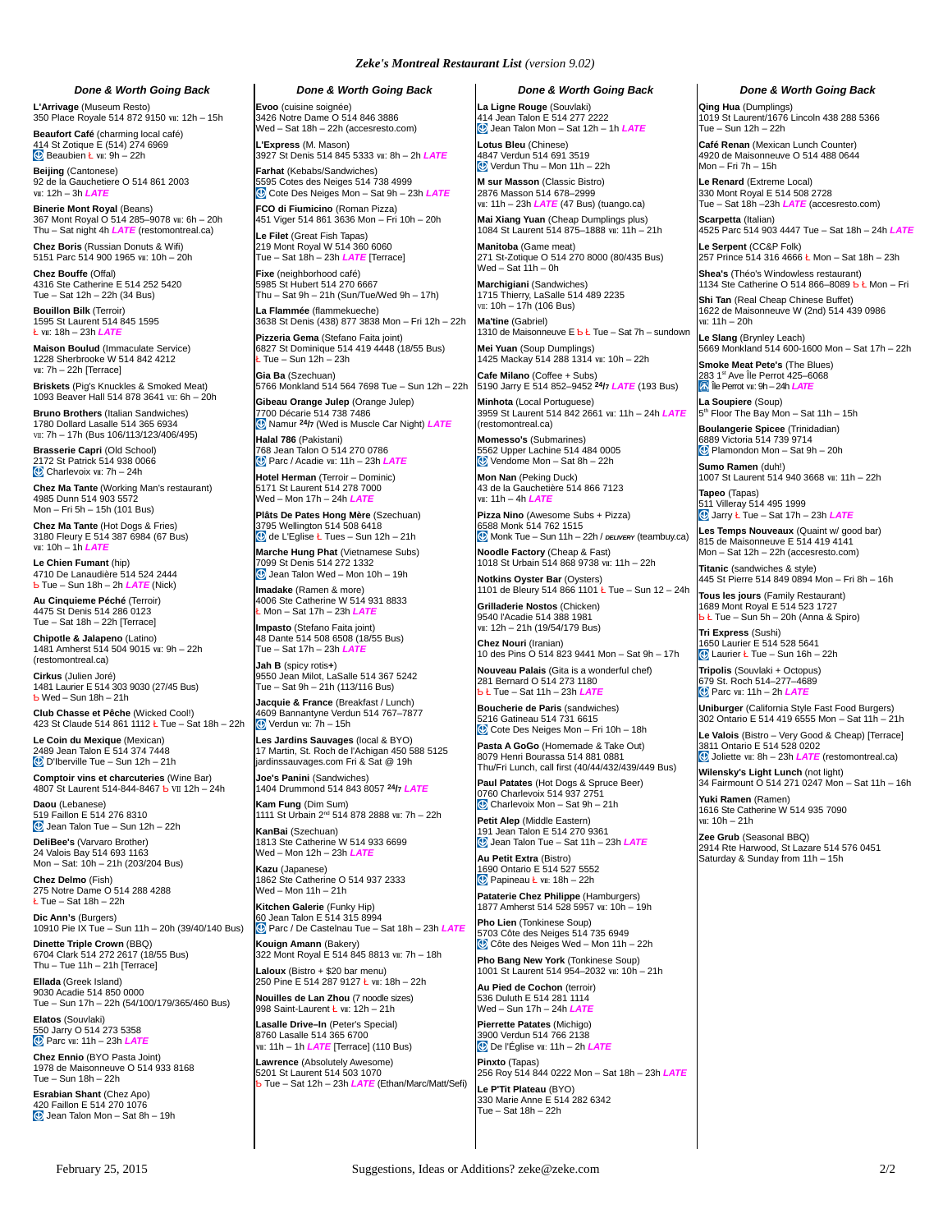*Zeke's Montreal Restaurant List* (version 9.02)

### Done & Worth Going Back

**L'Arrivage** (Museum Resto)
350 Place Royale 514 872 9150 ᴠɪɪ: 12h – 15h

**Beaufort Café** (charming local café)
414 St Zotique E (514) 274 6969
Beaubien Ł ᴠɪɪ: 9h – 22h

**Beijing** (Cantonese)
92 de la Gauchetiere O 514 861 2003
ᴠɪɪ: 12h – 3h *LATE*

**Binerie Mont Royal** (Beans)
367 Mont Royal O 514 285–9078 ᴠɪɪ: 6h – 20h
Thu – Sat night 4h *LATE* (restomontreal.ca)

**Chez Boris** (Russian Donuts & Wifi)
5151 Parc 514 900 1965 ᴠɪɪ: 10h – 20h

**Chez Bouffe** (Offal)
4316 Ste Catherine E 514 252 5420
Tue – Sat 12h – 22h (34 Bus)

**Bouillon Bilk** (Terroir)
1595 St Laurent 514 845 1595
Ł ᴠɪɪ: 18h – 23h *LATE*

**Maison Boulud** (Immaculate Service)
1228 Sherbrooke W 514 842 4212
ᴠɪɪ: 7h – 22h [Terrace]

**Briskets** (Pig's Knuckles & Smoked Meat)
1093 Beaver Hall 514 878 3641 ᴠɪɪ: 6h – 20h

**Bruno Brothers** (Italian Sandwiches)
1780 Dollard Lasalle 514 365 6934
ᴠɪɪ: 7h – 17h (Bus 106/113/123/406/495)

**Brasserie Capri** (Old School)
2172 St Patrick 514 938 0066
Charlevoix ᴠɪɪ: 7h – 24h

**Chez Ma Tante** (Working Man's restaurant)
4985 Dunn 514 903 5572
Mon – Fri 5h – 15h (101 Bus)

**Chez Ma Tante** (Hot Dogs & Fries)
3180 Fleury E 514 387 6984 (67 Bus)
ᴠɪɪ: 10h – 1h *LATE*

**Le Chien Fumant** (hip)
4710 De Lanaudière 514 524 2444
Ь Tue – Sun 18h – 2h *LATE* (Nick)

**Au Cinquieme Péché** (Terroir)
4475 St Denis 514 286 0123
Tue – Sat 18h – 22h [Terrace]

**Chipotle & Jalapeno** (Latino)
1481 Amherst 514 504 9015 ᴠɪɪ: 9h – 22h
(restomontreal.ca)

**Cirkus** (Julien Joré)
1481 Laurier E 514 303 9030 (27/45 Bus)
Ь Wed – Sun 18h – 21h

**Club Chasse et Pêche** (Wicked Cool!)
423 St Claude 514 861 1112 Ł Tue – Sat 18h – 22h

**Le Coin du Mexique** (Mexican)
2489 Jean Talon E 514 374 7448
D'Iberville Tue – Sun 12h – 21h

**Comptoir vins et charcuteries** (Wine Bar)
4807 St Laurent 514-844-8467 Ь ᴠɪɪ 12h – 24h

**Daou** (Lebanese)
519 Faillon E 514 276 8310
Jean Talon Tue – Sun 12h – 22h

**DeliBee's** (Varvaro Brother)
24 Valois Bay 514 693 1163
Mon – Sat: 10h – 21h (203/204 Bus)

**Chez Delmo** (Fish)
275 Notre Dame O 514 288 4288
Ł Tue – Sat 18h – 22h

**Dic Ann's** (Burgers)
10910 Pie IX Tue – Sun 11h – 20h (39/40/140 Bus)

**Dinette Triple Crown** (BBQ)
6704 Clark 514 272 2617 (18/55 Bus)
Thu – Tue 11h – 21h [Terrace]

**Ellada** (Greek Island)
9030 Acadie 514 850 0000
Tue – Sun 17h – 22h (54/100/179/365/460 Bus)

**Elatos** (Souvlaki)
550 Jarry O 514 273 5358
Parc ᴠɪɪ: 11h – 23h *LATE*

**Chez Ennio** (BYO Pasta Joint)
1978 de Maisonneuve O 514 933 8168
Tue – Sun 18h – 22h

**Esrabian Shant** (Chez Apo)
420 Faillon E 514 270 1076
Jean Talon Mon – Sat 8h – 19h

### Done & Worth Going Back

**Evoo** (cuisine soignée)
3426 Notre Dame O 514 846 3886
Wed – Sat 18h – 22h (accesresto.com)

**L'Express** (M. Mason)
3927 St Denis 514 845 5333 ᴠɪɪ: 8h – 2h *LATE*

**Farhat** (Kebabs/Sandwiches)
5595 Cotes des Neiges 514 738 4999
Cote Des Neiges Mon – Sat 9h – 23h *LATE*

**FCO di Fiumicino** (Roman Pizza)
451 Viger 514 861 3636 Mon – Fri 10h – 20h

**Le Filet** (Great Fish Tapas)
219 Mont Royal W 514 360 6060
Tue – Sat 18h – 23h *LATE* [Terrace]

**Fixe** (neighborhood café)
5985 St Hubert 514 270 6667
Thu – Sat 9h – 21h (Sun/Tue/Wed 9h – 17h)

**La Flammée** (flammekueche)
3638 St Denis (438) 877 3838 Mon – Fri 12h – 22h

**Pizzeria Gema** (Stefano Faita joint)
6827 St Dominique 514 419 4448 (18/55 Bus)
Ł Tue – Sun 12h – 23h

**Gia Ba** (Szechuan)
5766 Monkland 514 564 7698 Tue – Sun 12h – 22h

**Gibeau Orange Julep** (Orange Julep)
7700 Décarie 514 738 7486
Namur 24/7 (Wed is Muscle Car Night) *LATE*

**Halal 786** (Pakistani)
768 Jean Talon O 514 270 0786
Parc / Acadie ᴠɪɪ: 11h – 23h *LATE*

**Hotel Herman** (Terroir – Dominic)
5171 St Laurent 514 278 7000
Wed – Mon 17h – 24h *LATE*

**Plâts De Pates Hong Mère** (Szechuan)
3795 Wellington 514 508 6418
de L'Eglise Ł Tues – Sun 12h – 21h

**Marche Hung Phat** (Vietnamese Subs)
7099 St Denis 514 272 1332
Jean Talon Wed – Mon 10h – 19h

**Imadake** (Ramen & more)
4006 Ste Catherine W 514 931 8833
Ł Mon – Sat 17h – 23h *LATE*

**Impasto** (Stefano Faita joint)
48 Dante 514 508 6508 (18/55 Bus)
Tue – Sat 17h – 23h *LATE*

**Jah B** (spicy rotis+)
9550 Jean Milot, LaSalle 514 367 5242
Tue – Sat 9h – 21h (113/116 Bus)

**Jacquie & France** (Breakfast / Lunch)
4609 Bannantyne Verdun 514 767–7877
Verdun ᴠɪɪ: 7h – 15h

**Les Jardins Sauvages** (local & BYO)
17 Martin, St. Roch de l'Achigan 450 588 5125
jardinssauvages.com Fri & Sat @ 19h

**Joe's Panini** (Sandwiches)
1404 Drummond 514 843 8057 24/7 *LATE*

**Kam Fung** (Dim Sum)
1111 St Urbain 2nd 514 878 2888 ᴠɪɪ: 7h – 22h

**KanBai** (Szechuan)
1813 Ste Catherine W 514 933 6699
Wed – Mon 12h – 23h *LATE*

**Kazu** (Japanese)
1862 Ste Catherine O 514 937 2333
Wed – Mon 11h – 21h

**Kitchen Galerie** (Funky Hip)
60 Jean Talon E 514 315 8994
Parc / De Castelnau Tue – Sat 18h – 23h *LATE*

**Kouign Amann** (Bakery)
322 Mont Royal E 514 845 8813 ᴠɪɪ: 7h – 18h

**Laloux** (Bistro + $20 bar menu)
250 Pine E 514 287 9127 Ł ᴠɪɪ: 18h – 22h

**Nouilles de Lan Zhou** (7 noodle sizes)
998 Saint-Laurent Ł ᴠɪɪ: 12h – 21h

**Lasalle Drive–In** (Peter's Special)
8760 Lasalle 514 365 6700
ᴠɪɪ: 11h – 1h *LATE* [Terrace] (110 Bus)

**Lawrence** (Absolutely Awesome)
5201 St Laurent 514 503 1070
Ь Tue – Sat 12h – 23h *LATE* (Ethan/Marc/Matt/Sefi)

### Done & Worth Going Back

**La Ligne Rouge** (Souvlaki)
414 Jean Talon E 514 277 2222
Jean Talon Mon – Sat 12h – 1h *LATE*

**Lotus Bleu** (Chinese)
4847 Verdun 514 691 3519
Verdun Thu – Mon 11h – 22h

**M sur Masson** (Classic Bistro)
2876 Masson 514 678–2999
ᴠɪɪ: 11h – 23h *LATE* (47 Bus) (tuango.ca)

**Mai Xiang Yuan** (Cheap Dumplings plus)
1084 St Laurent 514 875–1888 ᴠɪɪ: 11h – 21h

**Manitoba** (Game meat)
271 St-Zotique O 514 270 8000 (80/435 Bus)
Wed – Sat 11h – 0h

**Marchigiani** (Sandwiches)
1715 Thierry, LaSalle 514 489 2235
ᴠɪɪ: 10h – 17h (106 Bus)

**Ma'tine** (Gabriel)
1310 de Maisonneuve E Ь Ł Tue – Sat 7h – sundown

**Mei Yuan** (Soup Dumplings)
1425 Mackay 514 288 1314 ᴠɪɪ: 10h – 22h

**Cafe Milano** (Coffee + Subs)
5190 Jarry E 514 852–9452 24/7 *LATE* (193 Bus)

**Minhota** (Local Portuguese)
3959 St Laurent 514 842 2661 ᴠɪɪ: 11h – 24h *LATE*
(restomontreal.ca)

**Momesso's** (Submarines)
5562 Upper Lachine 514 484 0005
Vendome Mon – Sat 8h – 22h

**Mon Nan** (Peking Duck)
43 de la Gauchetière 514 866 7123
ᴠɪɪ: 11h – 4h *LATE*

**Pizza Nino** (Awesome Subs + Pizza)
6588 Monk 514 762 1515
Monk Tue – Sun 11h – 22h / *DELIVERY* (teambuy.ca)

**Noodle Factory** (Cheap & Fast)
1018 St Urbain 514 868 9738 ᴠɪɪ: 11h – 22h

**Notkins Oyster Bar** (Oysters)
1101 de Bleury 514 866 1101 Ł Tue – Sun 12 – 24h

**Grilladerie Nostos** (Chicken)
9540 l'Acadie 514 388 1981
ᴠɪɪ: 12h – 21h (19/54/179 Bus)

**Chez Nouri** (Iranian)
10 des Pins O 514 823 9441 Mon – Sat 9h – 17h

**Nouveau Palais** (Gita is a wonderful chef)
281 Bernard O 514 273 1180
Ь Ł Tue – Sat 11h – 23h *LATE*

**Boucherie de Paris** (sandwiches)
5216 Gatineau 514 731 6615
Cote Des Neiges Mon – Fri 10h – 18h

**Pasta A GoGo** (Homemade & Take Out)
8079 Henri Bourassa 514 881 0881
Thu/Fri Lunch, call first (40/432/439/449 Bus)

**Paul Patates** (Hot Dogs & Spruce Beer)
0760 Charlevoix 514 937 2751
Charlevoix Mon – Sat 9h – 21h

**Petit Alep** (Middle Eastern)
191 Jean Talon E 514 270 9361
Jean Talon Tue – Sat 11h – 23h *LATE*

**Au Petit Extra** (Bistro)
1690 Ontario E 514 527 5552
Papineau Ł ᴠɪɪ: 18h – 22h

**Pataterie Chez Philippe** (Hamburgers)
1877 Amherst 514 528 5957 ᴠɪɪ: 10h – 19h

**Pho Lien** (Tonkinese Soup)
5703 Côte des Neiges 514 735 6949
Côte des Neiges Wed – Mon 11h – 22h

**Pho Bang New York** (Tonkinese Soup)
1001 St Laurent 514 954–2032 ᴠɪɪ: 10h – 21h

**Au Pied de Cochon** (terroir)
536 Duluth E 514 281 1114
Wed – Sun 17h – 24h *LATE*

**Pierrette Patates** (Michigo)
3900 Verdun 514 766 2138
De l'Église ᴠɪɪ: 11h – 2h *LATE*

**Pinxto** (Tapas)
256 Roy 514 844 0222 Mon – Sat 18h – 23h *LATE*

**Le P'Tit Plateau** (BYO)
330 Marie Anne E 514 282 6342
Tue – Sat 18h – 22h

### Done & Worth Going Back

**Qing Hua** (Dumplings)
1019 St Laurent/1676 Lincoln 438 288 5366
Tue – Sun 12h – 22h

**Café Renan** (Mexican Lunch Counter)
4920 de Maisonneuve O 514 488 0644
Mon – Fri 7h – 15h

**Le Renard** (Extreme Local)
330 Mont Royal E 514 508 2728
Tue – Sat 18h –23h *LATE* (accesresto.com)

**Scarpetta** (Italian)
4525 Parc 514 903 4447 Tue – Sat 18h – 24h *LATE*

**Le Serpent** (CC&P Folk)
257 Prince 514 316 4666 Ł Mon – Sat 18h – 23h

**Shea's** (Théo's Windowless restaurant)
1134 Ste Catherine O 514 866–8089 Ь Ł Mon – Fri

**Shi Tan** (Real Cheap Chinese Buffet)
1622 de Maisonneuve W (2nd) 514 439 0986
ᴠɪɪ: 11h – 20h

**Le Slang** (Brynley Leach)
5669 Monkland 514 600-1600 Mon – Sat 17h – 22h

**Smoke Meat Pete's** (The Blues)
283 1st Ave Île Perrot 425–6068
Île Perrot ᴠɪɪ: 9h – 24h *LATE*

**La Soupiere** (Soup)
5th Floor The Bay Mon – Sat 11h – 15h

**Boulangerie Spicee** (Trinidadian)
6889 Victoria 514 739 9714
Plamondon Mon – Sat 9h – 20h

**Sumo Ramen** (duh!)
1007 St Laurent 514 940 3668 ᴠɪɪ: 11h – 22h

**Tapeo** (Tapas)
511 Villeray 514 495 1999
Jarry Ł Tue – Sat 17h – 23h *LATE*

**Les Temps Nouveaux** (Quaint w/ good bar)
815 de Maisonneuve E 514 419 4141
Mon – Sat 12h – 22h (accesresto.com)

**Titanic** (sandwiches & style)
445 St Pierre 514 849 0894 Mon – Fri 8h – 16h

**Tous les jours** (Family Restaurant)
1689 Mont Royal E 514 523 1727
Ь Ł Tue – Sun 5h – 20h (Anna & Spiro)

**Tri Express** (Sushi)
1650 Laurier E 514 528 5641
Laurier Ł Tue – Sun 16h – 22h

**Tripolis** (Souvlaki + Octopus)
679 St. Roch 514–277–4689
Parc ᴠɪɪ: 11h – 2h *LATE*

**Uniburger** (California Style Fast Food Burgers)
302 Ontario E 514 419 6555 Mon – Sat 11h – 21h

**Le Valois** (Bistro – Very Good & Cheap) [Terrace]
3811 Ontario E 514 528 0202
Joliette ᴠɪɪ: 8h – 23h *LATE* (restomontreal.ca)

**Wilensky's Light Lunch** (not light)
34 Fairmount O 514 271 0247 Mon – Sat 11h – 16h

**Yuki Ramen** (Ramen)
1616 Ste Catherine W 514 935 7090
ᴠɪɪ: 10h – 21h

**Zee Grub** (Seasonal BBQ)
2914 Rte Harwood, St Lazare 514 576 0451
Saturday & Sunday from 11h – 15h

February 25, 2015 — Suggestions, Ideas or Additions? zeke@zeke.com